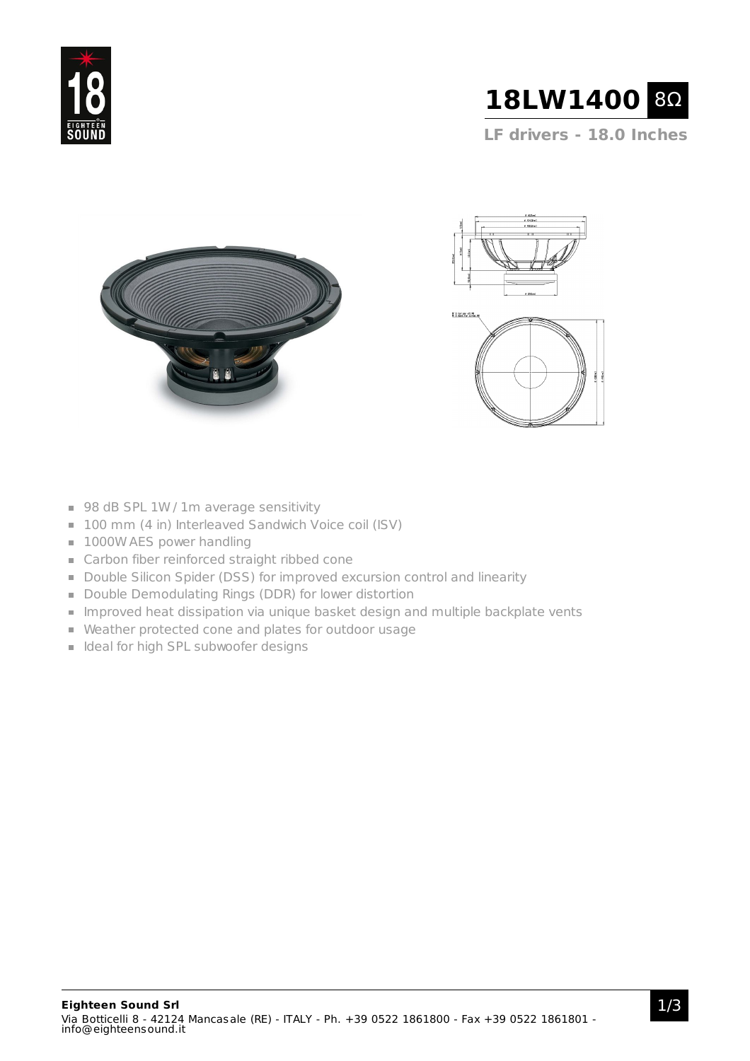# 18LW1400 8Ω

## LF drivers - 18.0 Inches

- 98 dB SPL 1W / 1m average sensitivity
- 100 mm (4 in) Interleaved Sandwich Voice coil (ISV)
- 1000W AES power handling
- Carbon fiber reinforced straight ribbed cone
- Double Silicon Spider (DSS) for improved excursion control and linearity
- Double Demodulating Rings (DDR) for lower distortion
- Improved heat dissipation via unique basket design and multiple backplate vents
- Weather protected cone and plates for outdoor usage
- Ideal for high SPL subwoofer designs

**Eighteen Sound Srl**
Via Botticelli 8 - 42124 Mancasale (RE) - ITALY - Ph. +39 0522 1861800 - Fax +39 0522 1861801 - info@eighteensound.it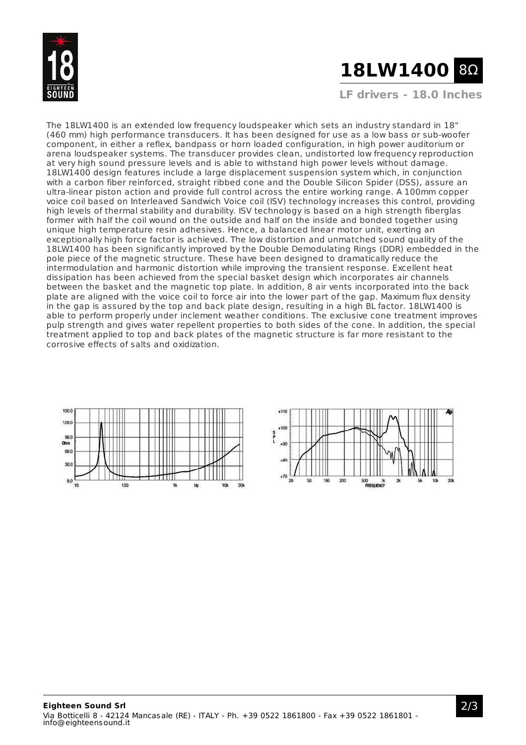# 18LW1400 8Ω

**LF drivers - 18.0 Inches**

The 18LW1400 is an extended low frequency loudspeaker which sets an industry standard in 18" (460 mm) high performance transducers. It has been designed for use as a low bass or sub-woofer component, in either a reflex, bandpass or horn loaded configuration, in high power auditorium or arena loudspeaker systems. The transducer provides clean, undistorted low frequency reproduction at very high sound pressure levels and is able to withstand high power levels without damage. 18LW1400 design features include a large displacement suspension system which, in conjunction with a carbon fiber reinforced, straight ribbed cone and the Double Silicon Spider (DSS), assure an ultra-linear piston action and provide full control across the entire working range. A 100mm copper voice coil based on Interleaved Sandwich Voice coil (ISV) technology increases this control, providing high levels of thermal stability and durability. ISV technology is based on a high strength fiberglas former with half the coil wound on the outside and half on the inside and bonded together using unique high temperature resin adhesives. Hence, a balanced linear motor unit, exerting an exceptionally high force factor is achieved. The low distortion and unmatched sound quality of the 18LW1400 has been significantly improved by the Double Demodulating Rings (DDR) embedded in the pole piece of the magnetic structure. These have been designed to dramatically reduce the intermodulation and harmonic distortion while improving the transient response. Excellent heat dissipation has been achieved from the special basket design which incorporates air channels between the basket and the magnetic top plate. In addition, 8 air vents incorporated into the back plate are aligned with the voice coil to force air into the lower part of the gap. Maximum flux density in the gap is assured by the top and back plate design, resulting in a high BL factor. 18LW1400 is able to perform properly under inclement weather conditions. The exclusive cone treatment improves pulp strength and gives water repellent properties to both sides of the cone. In addition, the special treatment applied to top and back plates of the magnetic structure is far more resistant to the corrosive effects of salts and oxidization.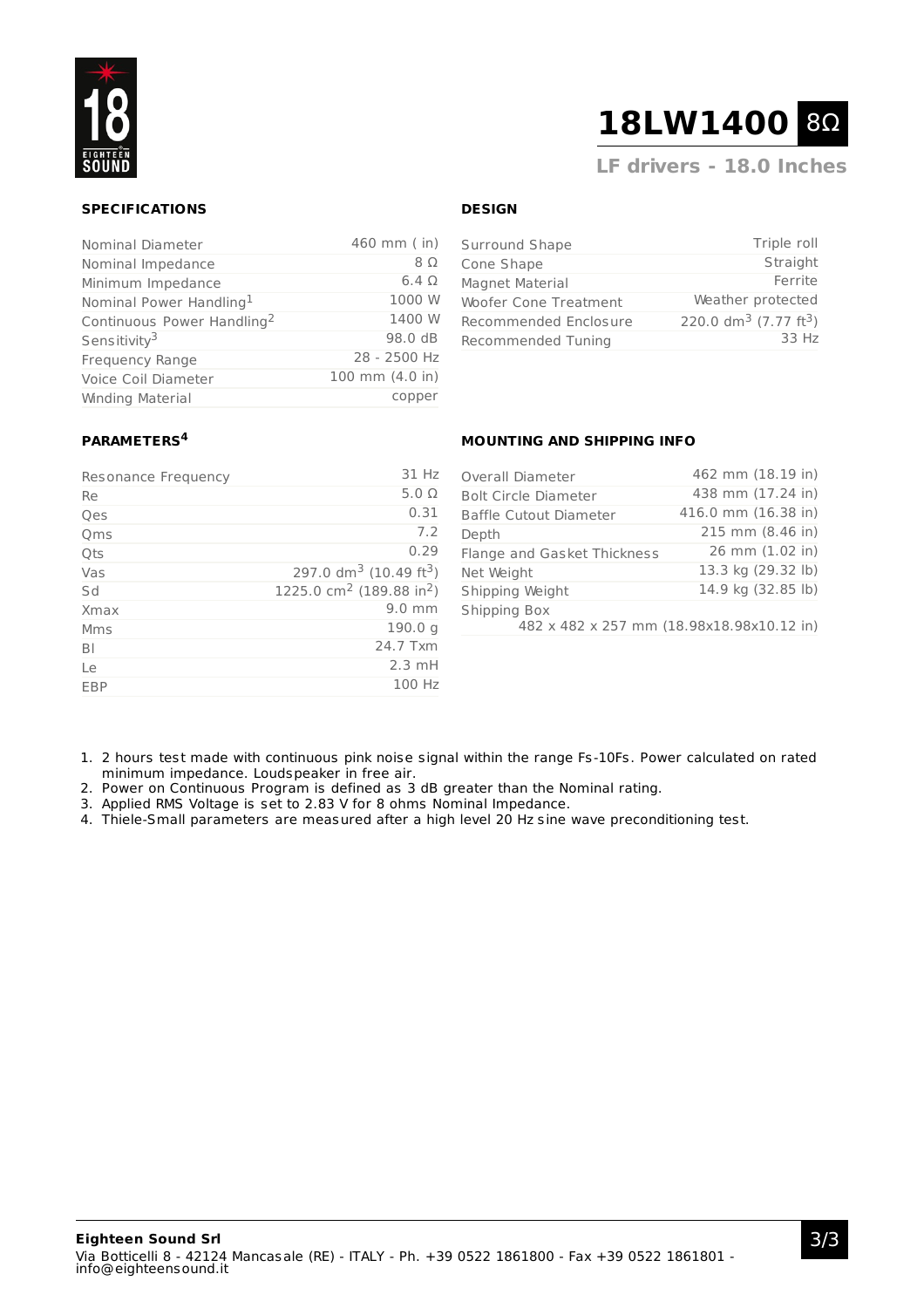# 18LW1400 8Ω

## LF drivers - 18.0 Inches

### SPECIFICATIONS

| | |
|---|---|
| Nominal Diameter | 460 mm ( in) |
| Nominal Impedance | 8 Ω |
| Minimum Impedance | 6.4 Ω |
| Nominal Power Handling[1] | 1000 W |
| Continuous Power Handling[2] | 1400 W |
| Sensitivity[3] | 98.0 dB |
| Frequency Range | 28 - 2500 Hz |
| Voice Coil Diameter | 100 mm (4.0 in) |
| Winding Material | copper |

### DESIGN

| | |
|---|---|
| Surround Shape | Triple roll |
| Cone Shape | Straight |
| Magnet Material | Ferrite |
| Woofer Cone Treatment | Weather protected |
| Recommended Enclosure | 220.0 $dm^3$ (7.77 $ft^3$) |
| Recommended Tuning | 33 Hz |

### PARAMETERS[4]

| | |
|---|---|
| Resonance Frequency | 31 Hz |
| Re | 5.0 Ω |
| Qes | 0.31 |
| Qms | 7.2 |
| Qts | 0.29 |
| Vas | 297.0 $dm^3$ (10.49 $ft^3$) |
| Sd | 1225.0 $cm^2$ (189.88 $in^2$) |
| Xmax | 9.0 mm |
| Mms | 190.0 g |
| Bl | 24.7 Txm |
| Le | 2.3 mH |
| EBP | 100 Hz |

### MOUNTING AND SHIPPING INFO

| | |
|---|---|
| Overall Diameter | 462 mm (18.19 in) |
| Bolt Circle Diameter | 438 mm (17.24 in) |
| Baffle Cutout Diameter | 416.0 mm (16.38 in) |
| Depth | 215 mm (8.46 in) |
| Flange and Gasket Thickness | 26 mm (1.02 in) |
| Net Weight | 13.3 kg (29.32 lb) |
| Shipping Weight | 14.9 kg (32.85 lb) |
| Shipping Box | 482 x 482 x 257 mm (18.98x18.98x10.12 in) |

1. 2 hours test made with continuous pink noise signal within the range Fs-10Fs. Power calculated on rated minimum impedance. Loudspeaker in free air.
2. Power on Continuous Program is defined as 3 dB greater than the Nominal rating.
3. Applied RMS Voltage is set to 2.83 V for 8 ohms Nominal Impedance.
4. Thiele-Small parameters are measured after a high level 20 Hz sine wave preconditioning test.

**Eighteen Sound Srl**
Via Botticelli 8 - 42124 Mancasale (RE) - ITALY - Ph. +39 0522 1861800 - Fax +39 0522 1861801 - info@eighteensound.it